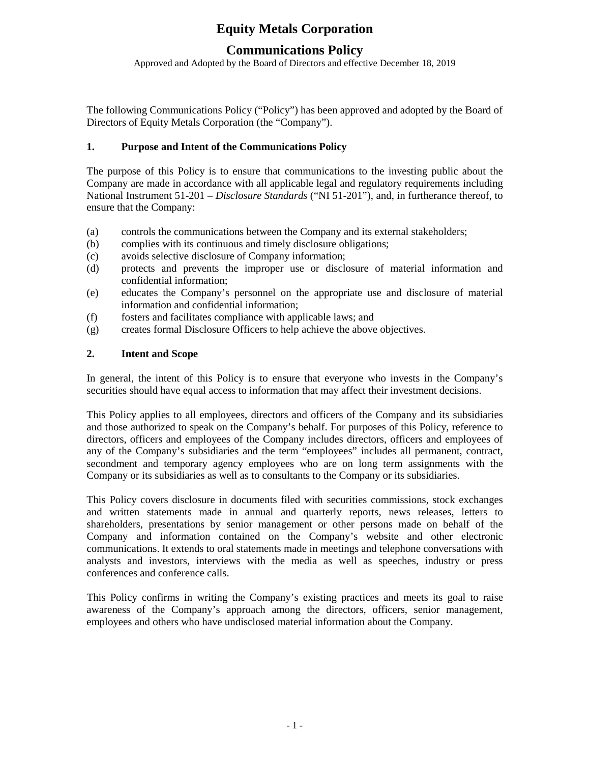# Equity Metals Corporation

## Communications Policy

Approved and Adopted by the Board of Directors and effective December 18, 2019

The following Communications Policy ("Policy") has been approved and adopted by the Board of Directors of Equity Metals Corporation (the "Company").

### 1. Purpose and Intent of the Communications Policy

The purpose of this Policy is to ensure that communications to the investing public about the Company are made in accordance with all applicable legal and regulatory requirements including National Instrument 51-201 – *Disclosure Standards* ("NI 51-201"), and, in furtherance thereof, to ensure that the Company:

(a) controls the communications between the Company and its external stakeholders;
(b) complies with its continuous and timely disclosure obligations;
(c) avoids selective disclosure of Company information;
(d) protects and prevents the improper use or disclosure of material information and confidential information;
(e) educates the Company's personnel on the appropriate use and disclosure of material information and confidential information;
(f) fosters and facilitates compliance with applicable laws; and
(g) creates formal Disclosure Officers to help achieve the above objectives.

### 2. Intent and Scope

In general, the intent of this Policy is to ensure that everyone who invests in the Company's securities should have equal access to information that may affect their investment decisions.

This Policy applies to all employees, directors and officers of the Company and its subsidiaries and those authorized to speak on the Company's behalf. For purposes of this Policy, reference to directors, officers and employees of the Company includes directors, officers and employees of any of the Company's subsidiaries and the term "employees" includes all permanent, contract, secondment and temporary agency employees who are on long term assignments with the Company or its subsidiaries as well as to consultants to the Company or its subsidiaries.

This Policy covers disclosure in documents filed with securities commissions, stock exchanges and written statements made in annual and quarterly reports, news releases, letters to shareholders, presentations by senior management or other persons made on behalf of the Company and information contained on the Company's website and other electronic communications. It extends to oral statements made in meetings and telephone conversations with analysts and investors, interviews with the media as well as speeches, industry or press conferences and conference calls.

This Policy confirms in writing the Company's existing practices and meets its goal to raise awareness of the Company's approach among the directors, officers, senior management, employees and others who have undisclosed material information about the Company.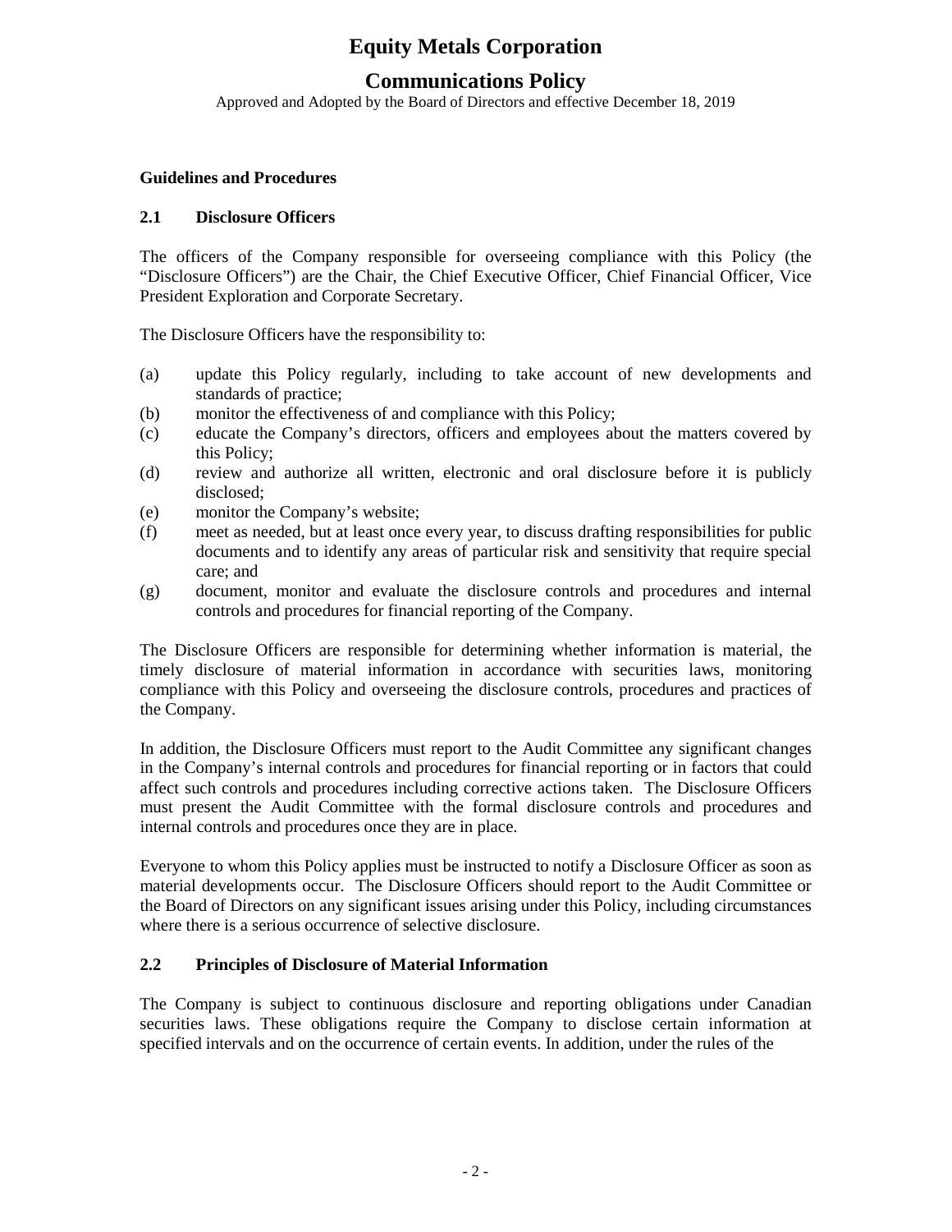**Guidelines and Procedures**

### 2.1 Disclosure Officers

The officers of the Company responsible for overseeing compliance with this Policy (the "Disclosure Officers") are the Chair, the Chief Executive Officer, Chief Financial Officer, Vice President Exploration and Corporate Secretary.

The Disclosure Officers have the responsibility to:

(a) update this Policy regularly, including to take account of new developments and standards of practice;
(b) monitor the effectiveness of and compliance with this Policy;
(c) educate the Company's directors, officers and employees about the matters covered by this Policy;
(d) review and authorize all written, electronic and oral disclosure before it is publicly disclosed;
(e) monitor the Company's website;
(f) meet as needed, but at least once every year, to discuss drafting responsibilities for public documents and to identify any areas of particular risk and sensitivity that require special care; and
(g) document, monitor and evaluate the disclosure controls and procedures and internal controls and procedures for financial reporting of the Company.

The Disclosure Officers are responsible for determining whether information is material, the timely disclosure of material information in accordance with securities laws, monitoring compliance with this Policy and overseeing the disclosure controls, procedures and practices of the Company.

In addition, the Disclosure Officers must report to the Audit Committee any significant changes in the Company's internal controls and procedures for financial reporting or in factors that could affect such controls and procedures including corrective actions taken. The Disclosure Officers must present the Audit Committee with the formal disclosure controls and procedures and internal controls and procedures once they are in place.

Everyone to whom this Policy applies must be instructed to notify a Disclosure Officer as soon as material developments occur. The Disclosure Officers should report to the Audit Committee or the Board of Directors on any significant issues arising under this Policy, including circumstances where there is a serious occurrence of selective disclosure.

### 2.2 Principles of Disclosure of Material Information

The Company is subject to continuous disclosure and reporting obligations under Canadian securities laws. These obligations require the Company to disclose certain information at specified intervals and on the occurrence of certain events. In addition, under the rules of the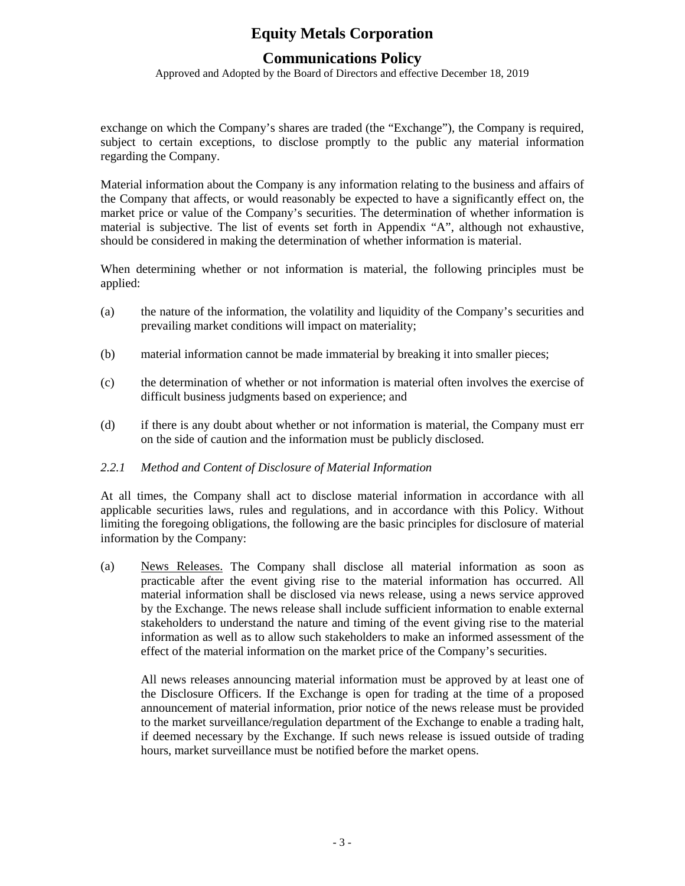exchange on which the Company's shares are traded (the "Exchange"), the Company is required, subject to certain exceptions, to disclose promptly to the public any material information regarding the Company.

Material information about the Company is any information relating to the business and affairs of the Company that affects, or would reasonably be expected to have a significantly effect on, the market price or value of the Company's securities. The determination of whether information is material is subjective. The list of events set forth in Appendix "A", although not exhaustive, should be considered in making the determination of whether information is material.

When determining whether or not information is material, the following principles must be applied:

(a) the nature of the information, the volatility and liquidity of the Company's securities and prevailing market conditions will impact on materiality;

(b) material information cannot be made immaterial by breaking it into smaller pieces;

(c) the determination of whether or not information is material often involves the exercise of difficult business judgments based on experience; and

(d) if there is any doubt about whether or not information is material, the Company must err on the side of caution and the information must be publicly disclosed.

*2.2.1 Method and Content of Disclosure of Material Information*

At all times, the Company shall act to disclose material information in accordance with all applicable securities laws, rules and regulations, and in accordance with this Policy. Without limiting the foregoing obligations, the following are the basic principles for disclosure of material information by the Company:

(a) <u>News Releases.</u> The Company shall disclose all material information as soon as practicable after the event giving rise to the material information has occurred. All material information shall be disclosed via news release, using a news service approved by the Exchange. The news release shall include sufficient information to enable external stakeholders to understand the nature and timing of the event giving rise to the material information as well as to allow such stakeholders to make an informed assessment of the effect of the material information on the market price of the Company's securities.

All news releases announcing material information must be approved by at least one of the Disclosure Officers. If the Exchange is open for trading at the time of a proposed announcement of material information, prior notice of the news release must be provided to the market surveillance/regulation department of the Exchange to enable a trading halt, if deemed necessary by the Exchange. If such news release is issued outside of trading hours, market surveillance must be notified before the market opens.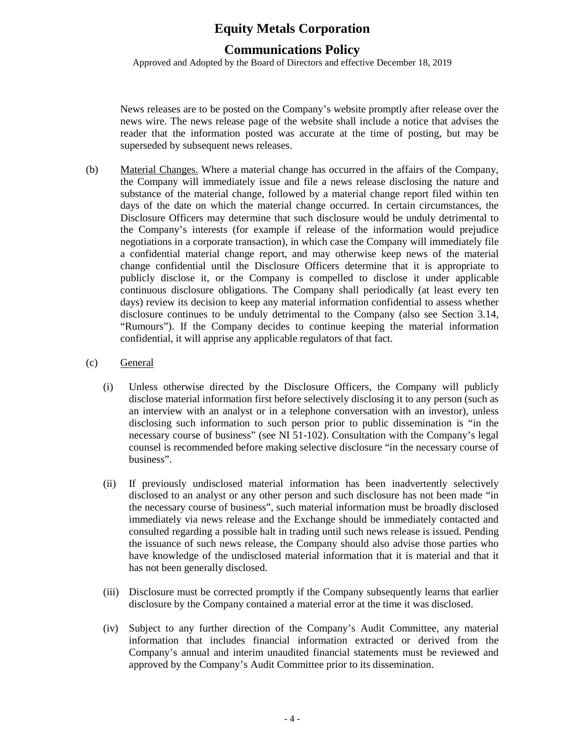News releases are to be posted on the Company's website promptly after release over the news wire. The news release page of the website shall include a notice that advises the reader that the information posted was accurate at the time of posting, but may be superseded by subsequent news releases.

(b) Material Changes. Where a material change has occurred in the affairs of the Company, the Company will immediately issue and file a news release disclosing the nature and substance of the material change, followed by a material change report filed within ten days of the date on which the material change occurred. In certain circumstances, the Disclosure Officers may determine that such disclosure would be unduly detrimental to the Company's interests (for example if release of the information would prejudice negotiations in a corporate transaction), in which case the Company will immediately file a confidential material change report, and may otherwise keep news of the material change confidential until the Disclosure Officers determine that it is appropriate to publicly disclose it, or the Company is compelled to disclose it under applicable continuous disclosure obligations. The Company shall periodically (at least every ten days) review its decision to keep any material information confidential to assess whether disclosure continues to be unduly detrimental to the Company (also see Section 3.14, "Rumours"). If the Company decides to continue keeping the material information confidential, it will apprise any applicable regulators of that fact.

(c) General

(i) Unless otherwise directed by the Disclosure Officers, the Company will publicly disclose material information first before selectively disclosing it to any person (such as an interview with an analyst or in a telephone conversation with an investor), unless disclosing such information to such person prior to public dissemination is "in the necessary course of business" (see NI 51-102). Consultation with the Company's legal counsel is recommended before making selective disclosure "in the necessary course of business".

(ii) If previously undisclosed material information has been inadvertently selectively disclosed to an analyst or any other person and such disclosure has not been made "in the necessary course of business", such material information must be broadly disclosed immediately via news release and the Exchange should be immediately contacted and consulted regarding a possible halt in trading until such news release is issued. Pending the issuance of such news release, the Company should also advise those parties who have knowledge of the undisclosed material information that it is material and that it has not been generally disclosed.

(iii) Disclosure must be corrected promptly if the Company subsequently learns that earlier disclosure by the Company contained a material error at the time it was disclosed.

(iv) Subject to any further direction of the Company's Audit Committee, any material information that includes financial information extracted or derived from the Company's annual and interim unaudited financial statements must be reviewed and approved by the Company's Audit Committee prior to its dissemination.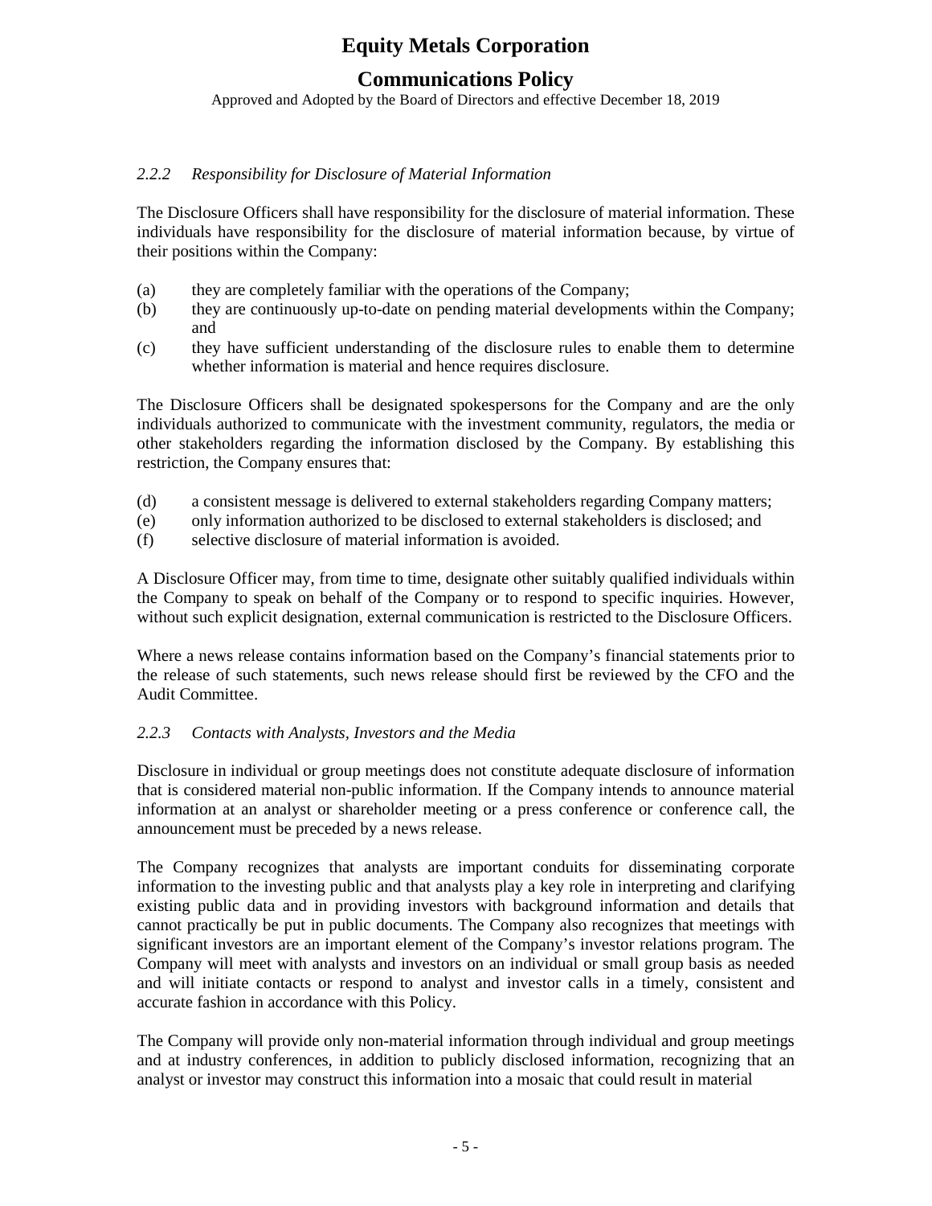### *2.2.2 Responsibility for Disclosure of Material Information*

The Disclosure Officers shall have responsibility for the disclosure of material information. These individuals have responsibility for the disclosure of material information because, by virtue of their positions within the Company:

(a) they are completely familiar with the operations of the Company;
(b) they are continuously up-to-date on pending material developments within the Company; and
(c) they have sufficient understanding of the disclosure rules to enable them to determine whether information is material and hence requires disclosure.

The Disclosure Officers shall be designated spokespersons for the Company and are the only individuals authorized to communicate with the investment community, regulators, the media or other stakeholders regarding the information disclosed by the Company. By establishing this restriction, the Company ensures that:

(d) a consistent message is delivered to external stakeholders regarding Company matters;
(e) only information authorized to be disclosed to external stakeholders is disclosed; and
(f) selective disclosure of material information is avoided.

A Disclosure Officer may, from time to time, designate other suitably qualified individuals within the Company to speak on behalf of the Company or to respond to specific inquiries. However, without such explicit designation, external communication is restricted to the Disclosure Officers.

Where a news release contains information based on the Company's financial statements prior to the release of such statements, such news release should first be reviewed by the CFO and the Audit Committee.

### *2.2.3 Contacts with Analysts, Investors and the Media*

Disclosure in individual or group meetings does not constitute adequate disclosure of information that is considered material non-public information. If the Company intends to announce material information at an analyst or shareholder meeting or a press conference or conference call, the announcement must be preceded by a news release.

The Company recognizes that analysts are important conduits for disseminating corporate information to the investing public and that analysts play a key role in interpreting and clarifying existing public data and in providing investors with background information and details that cannot practically be put in public documents. The Company also recognizes that meetings with significant investors are an important element of the Company's investor relations program. The Company will meet with analysts and investors on an individual or small group basis as needed and will initiate contacts or respond to analyst and investor calls in a timely, consistent and accurate fashion in accordance with this Policy.

The Company will provide only non-material information through individual and group meetings and at industry conferences, in addition to publicly disclosed information, recognizing that an analyst or investor may construct this information into a mosaic that could result in material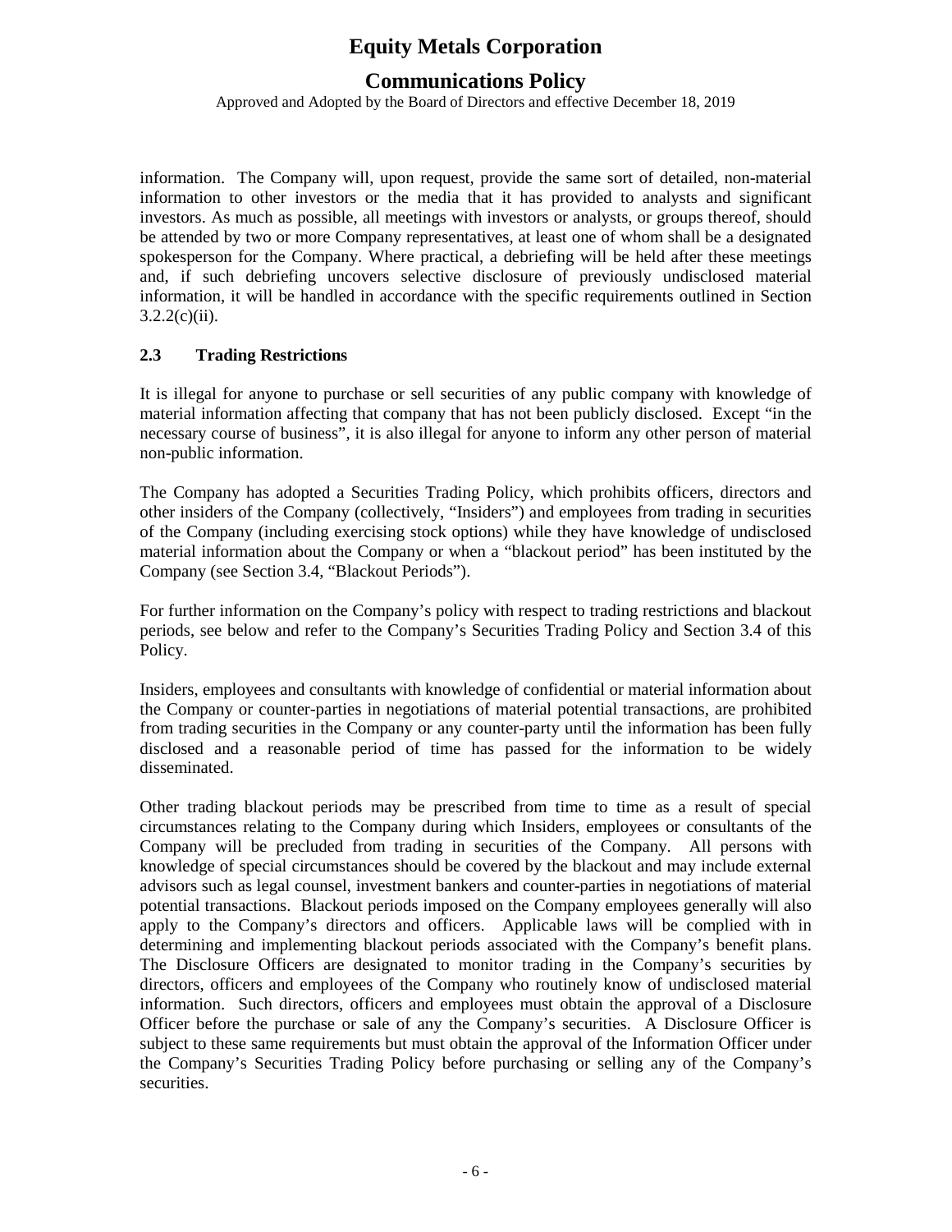information. The Company will, upon request, provide the same sort of detailed, non-material information to other investors or the media that it has provided to analysts and significant investors. As much as possible, all meetings with investors or analysts, or groups thereof, should be attended by two or more Company representatives, at least one of whom shall be a designated spokesperson for the Company. Where practical, a debriefing will be held after these meetings and, if such debriefing uncovers selective disclosure of previously undisclosed material information, it will be handled in accordance with the specific requirements outlined in Section 3.2.2(c)(ii).

### 2.3 Trading Restrictions

It is illegal for anyone to purchase or sell securities of any public company with knowledge of material information affecting that company that has not been publicly disclosed. Except "in the necessary course of business", it is also illegal for anyone to inform any other person of material non-public information.

The Company has adopted a Securities Trading Policy, which prohibits officers, directors and other insiders of the Company (collectively, "Insiders") and employees from trading in securities of the Company (including exercising stock options) while they have knowledge of undisclosed material information about the Company or when a "blackout period" has been instituted by the Company (see Section 3.4, "Blackout Periods").

For further information on the Company's policy with respect to trading restrictions and blackout periods, see below and refer to the Company's Securities Trading Policy and Section 3.4 of this Policy.

Insiders, employees and consultants with knowledge of confidential or material information about the Company or counter-parties in negotiations of material potential transactions, are prohibited from trading securities in the Company or any counter-party until the information has been fully disclosed and a reasonable period of time has passed for the information to be widely disseminated.

Other trading blackout periods may be prescribed from time to time as a result of special circumstances relating to the Company during which Insiders, employees or consultants of the Company will be precluded from trading in securities of the Company. All persons with knowledge of special circumstances should be covered by the blackout and may include external advisors such as legal counsel, investment bankers and counter-parties in negotiations of material potential transactions. Blackout periods imposed on the Company employees generally will also apply to the Company's directors and officers. Applicable laws will be complied with in determining and implementing blackout periods associated with the Company's benefit plans. The Disclosure Officers are designated to monitor trading in the Company's securities by directors, officers and employees of the Company who routinely know of undisclosed material information. Such directors, officers and employees must obtain the approval of a Disclosure Officer before the purchase or sale of any the Company's securities. A Disclosure Officer is subject to these same requirements but must obtain the approval of the Information Officer under the Company's Securities Trading Policy before purchasing or selling any of the Company's securities.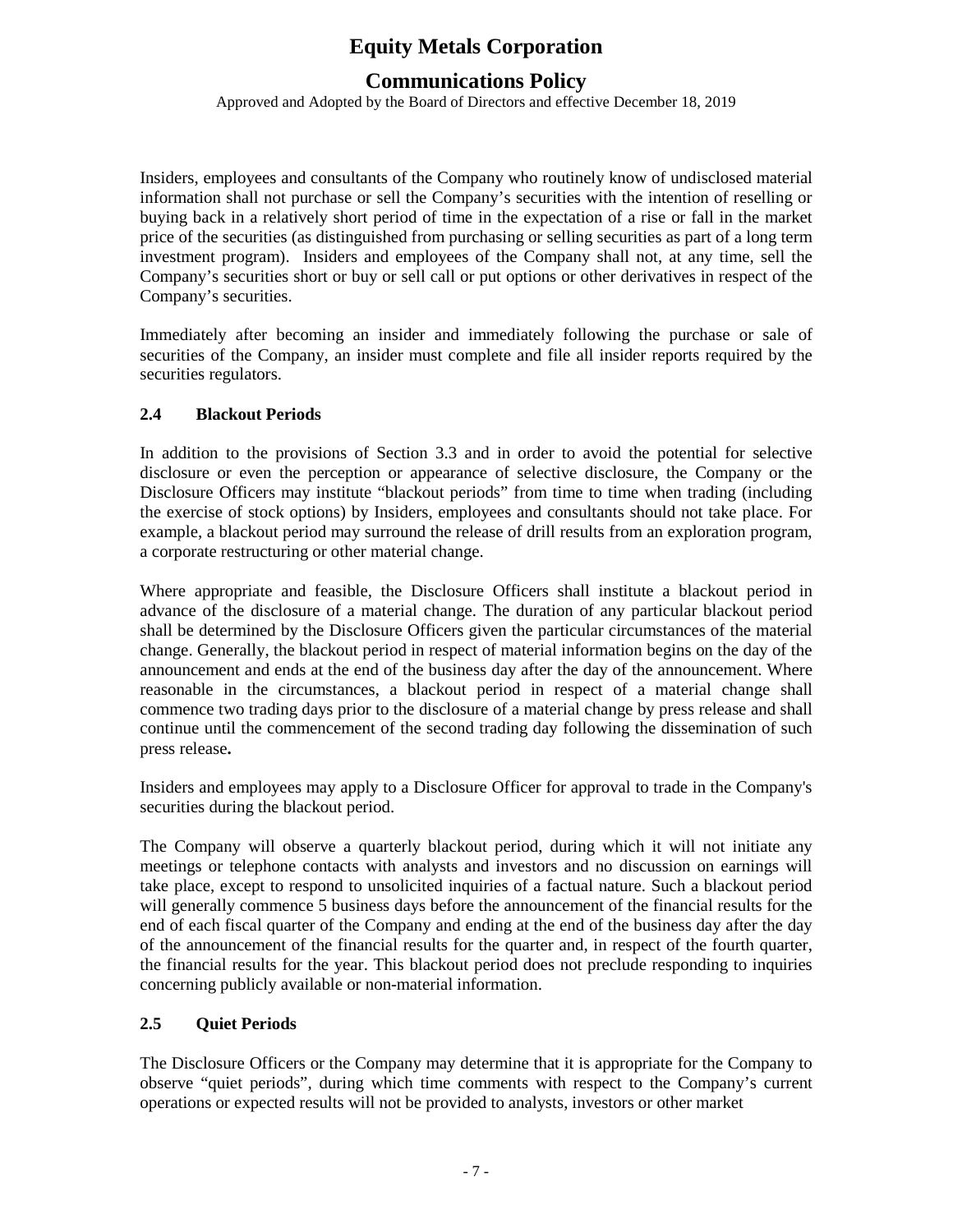Insiders, employees and consultants of the Company who routinely know of undisclosed material information shall not purchase or sell the Company's securities with the intention of reselling or buying back in a relatively short period of time in the expectation of a rise or fall in the market price of the securities (as distinguished from purchasing or selling securities as part of a long term investment program). Insiders and employees of the Company shall not, at any time, sell the Company's securities short or buy or sell call or put options or other derivatives in respect of the Company's securities.

Immediately after becoming an insider and immediately following the purchase or sale of securities of the Company, an insider must complete and file all insider reports required by the securities regulators.

### 2.4 Blackout Periods

In addition to the provisions of Section 3.3 and in order to avoid the potential for selective disclosure or even the perception or appearance of selective disclosure, the Company or the Disclosure Officers may institute "blackout periods" from time to time when trading (including the exercise of stock options) by Insiders, employees and consultants should not take place. For example, a blackout period may surround the release of drill results from an exploration program, a corporate restructuring or other material change.

Where appropriate and feasible, the Disclosure Officers shall institute a blackout period in advance of the disclosure of a material change. The duration of any particular blackout period shall be determined by the Disclosure Officers given the particular circumstances of the material change. Generally, the blackout period in respect of material information begins on the day of the announcement and ends at the end of the business day after the day of the announcement. Where reasonable in the circumstances, a blackout period in respect of a material change shall commence two trading days prior to the disclosure of a material change by press release and shall continue until the commencement of the second trading day following the dissemination of such press release**.**

Insiders and employees may apply to a Disclosure Officer for approval to trade in the Company's securities during the blackout period.

The Company will observe a quarterly blackout period, during which it will not initiate any meetings or telephone contacts with analysts and investors and no discussion on earnings will take place, except to respond to unsolicited inquiries of a factual nature. Such a blackout period will generally commence 5 business days before the announcement of the financial results for the end of each fiscal quarter of the Company and ending at the end of the business day after the day of the announcement of the financial results for the quarter and, in respect of the fourth quarter, the financial results for the year. This blackout period does not preclude responding to inquiries concerning publicly available or non-material information.

### 2.5 Quiet Periods

The Disclosure Officers or the Company may determine that it is appropriate for the Company to observe "quiet periods", during which time comments with respect to the Company's current operations or expected results will not be provided to analysts, investors or other market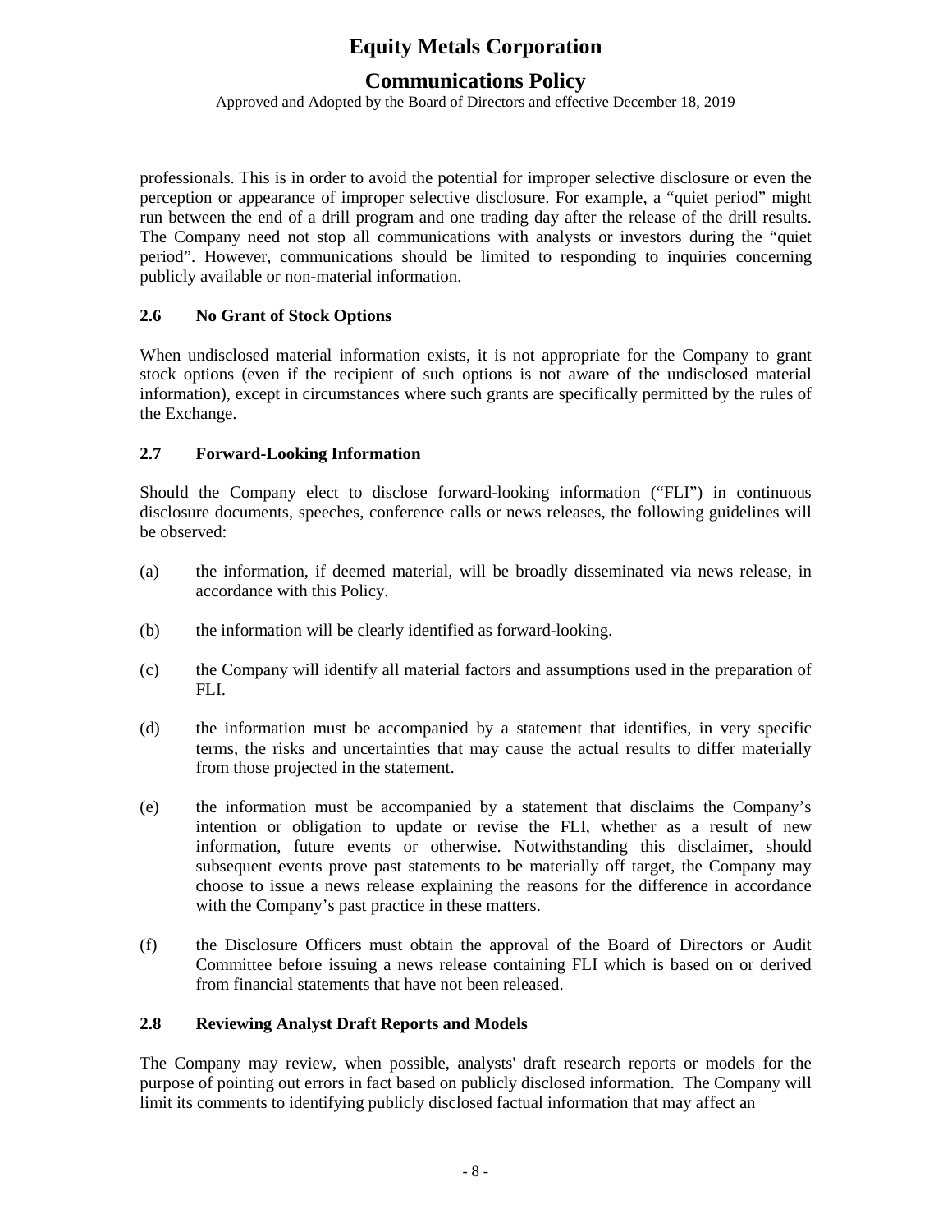professionals. This is in order to avoid the potential for improper selective disclosure or even the perception or appearance of improper selective disclosure. For example, a "quiet period" might run between the end of a drill program and one trading day after the release of the drill results. The Company need not stop all communications with analysts or investors during the "quiet period". However, communications should be limited to responding to inquiries concerning publicly available or non-material information.

### 2.6 No Grant of Stock Options

When undisclosed material information exists, it is not appropriate for the Company to grant stock options (even if the recipient of such options is not aware of the undisclosed material information), except in circumstances where such grants are specifically permitted by the rules of the Exchange.

### 2.7 Forward-Looking Information

Should the Company elect to disclose forward-looking information ("FLI") in continuous disclosure documents, speeches, conference calls or news releases, the following guidelines will be observed:

(a) the information, if deemed material, will be broadly disseminated via news release, in accordance with this Policy.

(b) the information will be clearly identified as forward-looking.

(c) the Company will identify all material factors and assumptions used in the preparation of FLI.

(d) the information must be accompanied by a statement that identifies, in very specific terms, the risks and uncertainties that may cause the actual results to differ materially from those projected in the statement.

(e) the information must be accompanied by a statement that disclaims the Company's intention or obligation to update or revise the FLI, whether as a result of new information, future events or otherwise. Notwithstanding this disclaimer, should subsequent events prove past statements to be materially off target, the Company may choose to issue a news release explaining the reasons for the difference in accordance with the Company's past practice in these matters.

(f) the Disclosure Officers must obtain the approval of the Board of Directors or Audit Committee before issuing a news release containing FLI which is based on or derived from financial statements that have not been released.

### 2.8 Reviewing Analyst Draft Reports and Models

The Company may review, when possible, analysts' draft research reports or models for the purpose of pointing out errors in fact based on publicly disclosed information. The Company will limit its comments to identifying publicly disclosed factual information that may affect an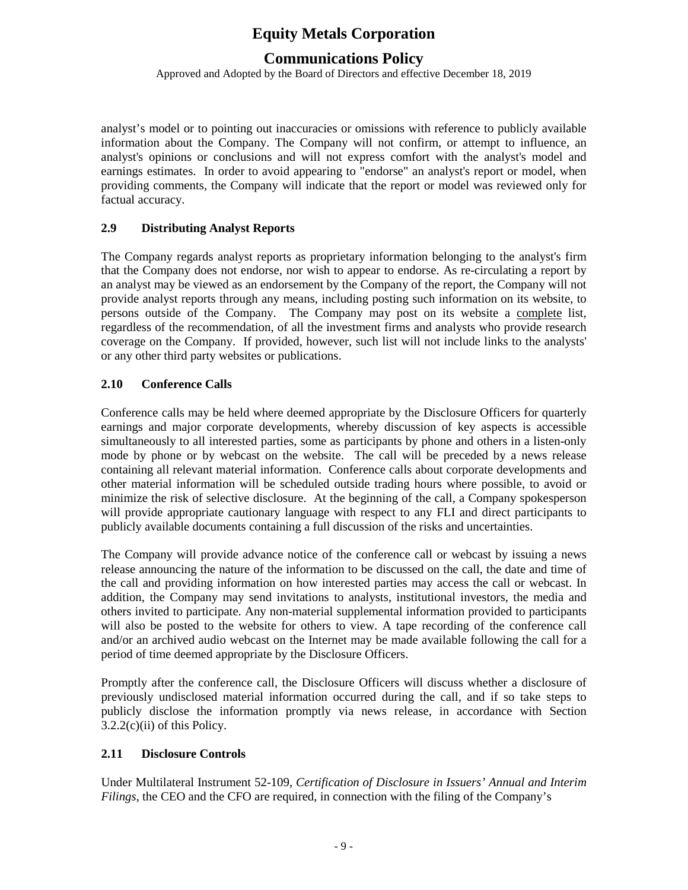analyst's model or to pointing out inaccuracies or omissions with reference to publicly available information about the Company. The Company will not confirm, or attempt to influence, an analyst's opinions or conclusions and will not express comfort with the analyst's model and earnings estimates. In order to avoid appearing to "endorse" an analyst's report or model, when providing comments, the Company will indicate that the report or model was reviewed only for factual accuracy.

### 2.9 Distributing Analyst Reports

The Company regards analyst reports as proprietary information belonging to the analyst's firm that the Company does not endorse, nor wish to appear to endorse. As re-circulating a report by an analyst may be viewed as an endorsement by the Company of the report, the Company will not provide analyst reports through any means, including posting such information on its website, to persons outside of the Company. The Company may post on its website a <u>complete</u> list, regardless of the recommendation, of all the investment firms and analysts who provide research coverage on the Company. If provided, however, such list will not include links to the analysts' or any other third party websites or publications.

### 2.10 Conference Calls

Conference calls may be held where deemed appropriate by the Disclosure Officers for quarterly earnings and major corporate developments, whereby discussion of key aspects is accessible simultaneously to all interested parties, some as participants by phone and others in a listen-only mode by phone or by webcast on the website. The call will be preceded by a news release containing all relevant material information. Conference calls about corporate developments and other material information will be scheduled outside trading hours where possible, to avoid or minimize the risk of selective disclosure. At the beginning of the call, a Company spokesperson will provide appropriate cautionary language with respect to any FLI and direct participants to publicly available documents containing a full discussion of the risks and uncertainties.

The Company will provide advance notice of the conference call or webcast by issuing a news release announcing the nature of the information to be discussed on the call, the date and time of the call and providing information on how interested parties may access the call or webcast. In addition, the Company may send invitations to analysts, institutional investors, the media and others invited to participate. Any non-material supplemental information provided to participants will also be posted to the website for others to view. A tape recording of the conference call and/or an archived audio webcast on the Internet may be made available following the call for a period of time deemed appropriate by the Disclosure Officers.

Promptly after the conference call, the Disclosure Officers will discuss whether a disclosure of previously undisclosed material information occurred during the call, and if so take steps to publicly disclose the information promptly via news release, in accordance with Section 3.2.2(c)(ii) of this Policy.

### 2.11 Disclosure Controls

Under Multilateral Instrument 52-109, *Certification of Disclosure in Issuers' Annual and Interim Filings*, the CEO and the CFO are required, in connection with the filing of the Company's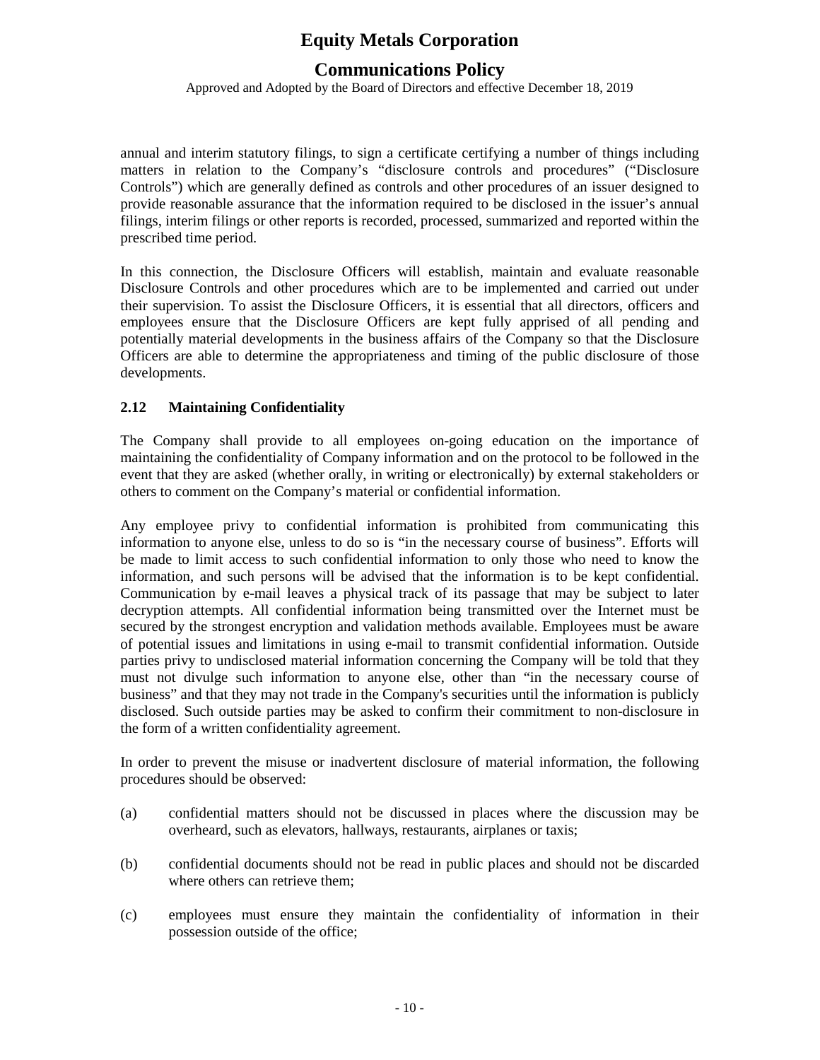annual and interim statutory filings, to sign a certificate certifying a number of things including matters in relation to the Company's "disclosure controls and procedures" ("Disclosure Controls") which are generally defined as controls and other procedures of an issuer designed to provide reasonable assurance that the information required to be disclosed in the issuer's annual filings, interim filings or other reports is recorded, processed, summarized and reported within the prescribed time period.

In this connection, the Disclosure Officers will establish, maintain and evaluate reasonable Disclosure Controls and other procedures which are to be implemented and carried out under their supervision. To assist the Disclosure Officers, it is essential that all directors, officers and employees ensure that the Disclosure Officers are kept fully apprised of all pending and potentially material developments in the business affairs of the Company so that the Disclosure Officers are able to determine the appropriateness and timing of the public disclosure of those developments.

### 2.12 Maintaining Confidentiality

The Company shall provide to all employees on-going education on the importance of maintaining the confidentiality of Company information and on the protocol to be followed in the event that they are asked (whether orally, in writing or electronically) by external stakeholders or others to comment on the Company's material or confidential information.

Any employee privy to confidential information is prohibited from communicating this information to anyone else, unless to do so is "in the necessary course of business". Efforts will be made to limit access to such confidential information to only those who need to know the information, and such persons will be advised that the information is to be kept confidential. Communication by e-mail leaves a physical track of its passage that may be subject to later decryption attempts. All confidential information being transmitted over the Internet must be secured by the strongest encryption and validation methods available. Employees must be aware of potential issues and limitations in using e-mail to transmit confidential information. Outside parties privy to undisclosed material information concerning the Company will be told that they must not divulge such information to anyone else, other than "in the necessary course of business" and that they may not trade in the Company's securities until the information is publicly disclosed. Such outside parties may be asked to confirm their commitment to non-disclosure in the form of a written confidentiality agreement.

In order to prevent the misuse or inadvertent disclosure of material information, the following procedures should be observed:

(a) confidential matters should not be discussed in places where the discussion may be overheard, such as elevators, hallways, restaurants, airplanes or taxis;

(b) confidential documents should not be read in public places and should not be discarded where others can retrieve them;

(c) employees must ensure they maintain the confidentiality of information in their possession outside of the office;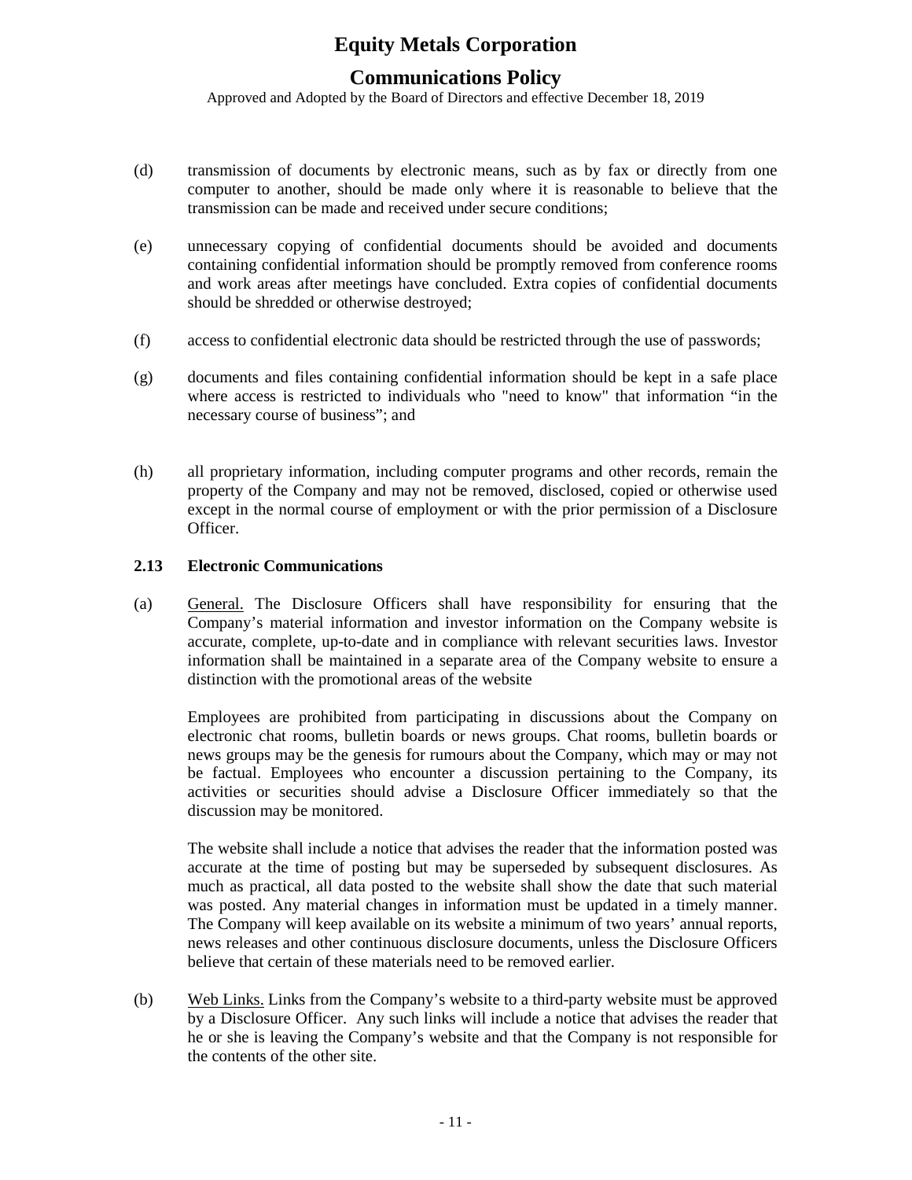(d) transmission of documents by electronic means, such as by fax or directly from one computer to another, should be made only where it is reasonable to believe that the transmission can be made and received under secure conditions;

(e) unnecessary copying of confidential documents should be avoided and documents containing confidential information should be promptly removed from conference rooms and work areas after meetings have concluded. Extra copies of confidential documents should be shredded or otherwise destroyed;

(f) access to confidential electronic data should be restricted through the use of passwords;

(g) documents and files containing confidential information should be kept in a safe place where access is restricted to individuals who "need to know" that information “in the necessary course of business”; and

(h) all proprietary information, including computer programs and other records, remain the property of the Company and may not be removed, disclosed, copied or otherwise used except in the normal course of employment or with the prior permission of a Disclosure Officer.

### 2.13 Electronic Communications

(a) General. The Disclosure Officers shall have responsibility for ensuring that the Company’s material information and investor information on the Company website is accurate, complete, up-to-date and in compliance with relevant securities laws. Investor information shall be maintained in a separate area of the Company website to ensure a distinction with the promotional areas of the website

Employees are prohibited from participating in discussions about the Company on electronic chat rooms, bulletin boards or news groups. Chat rooms, bulletin boards or news groups may be the genesis for rumours about the Company, which may or may not be factual. Employees who encounter a discussion pertaining to the Company, its activities or securities should advise a Disclosure Officer immediately so that the discussion may be monitored.

The website shall include a notice that advises the reader that the information posted was accurate at the time of posting but may be superseded by subsequent disclosures. As much as practical, all data posted to the website shall show the date that such material was posted. Any material changes in information must be updated in a timely manner. The Company will keep available on its website a minimum of two years’ annual reports, news releases and other continuous disclosure documents, unless the Disclosure Officers believe that certain of these materials need to be removed earlier.

(b) Web Links. Links from the Company’s website to a third-party website must be approved by a Disclosure Officer. Any such links will include a notice that advises the reader that he or she is leaving the Company’s website and that the Company is not responsible for the contents of the other site.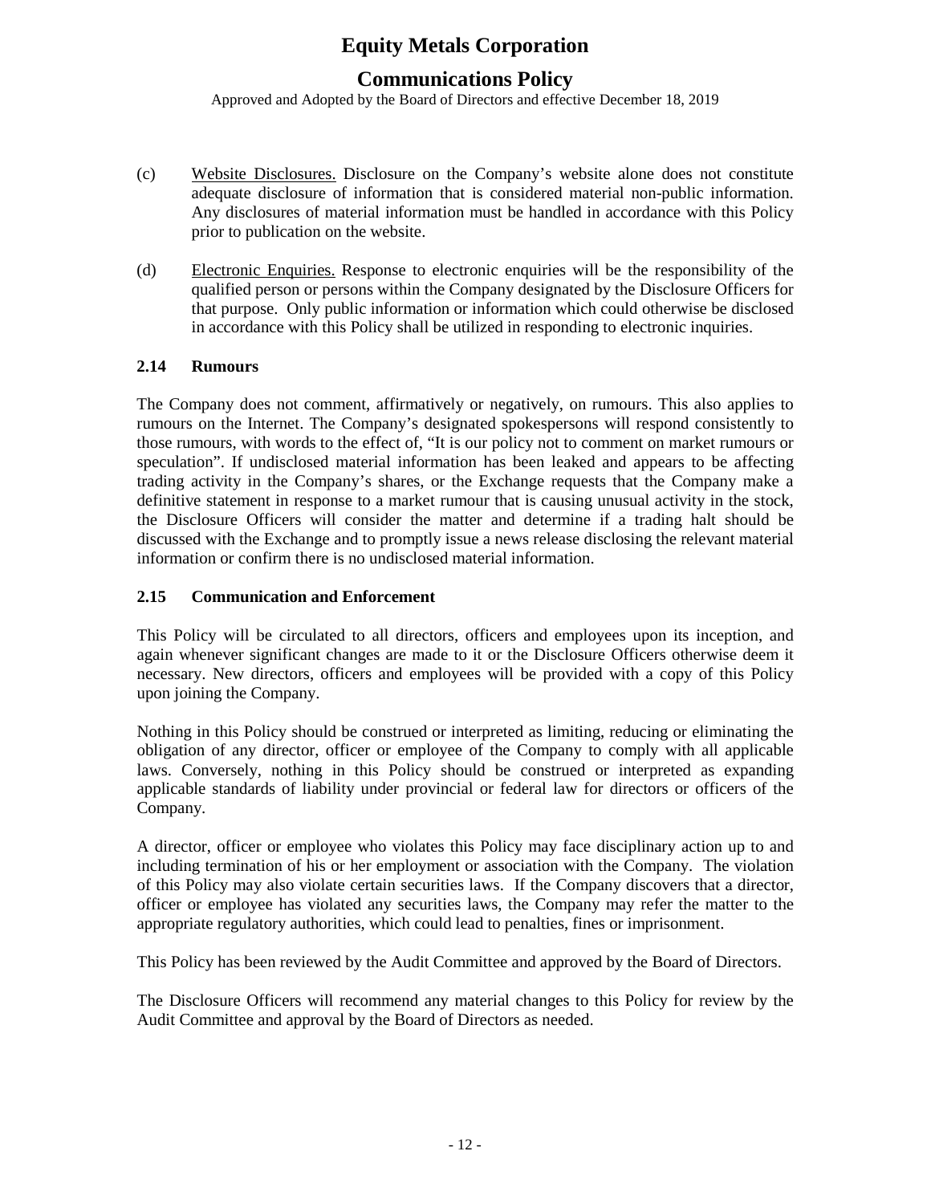(c) Website Disclosures. Disclosure on the Company's website alone does not constitute adequate disclosure of information that is considered material non-public information. Any disclosures of material information must be handled in accordance with this Policy prior to publication on the website.

(d) Electronic Enquiries. Response to electronic enquiries will be the responsibility of the qualified person or persons within the Company designated by the Disclosure Officers for that purpose. Only public information or information which could otherwise be disclosed in accordance with this Policy shall be utilized in responding to electronic inquiries.

### 2.14 Rumours

The Company does not comment, affirmatively or negatively, on rumours. This also applies to rumours on the Internet. The Company's designated spokespersons will respond consistently to those rumours, with words to the effect of, "It is our policy not to comment on market rumours or speculation". If undisclosed material information has been leaked and appears to be affecting trading activity in the Company's shares, or the Exchange requests that the Company make a definitive statement in response to a market rumour that is causing unusual activity in the stock, the Disclosure Officers will consider the matter and determine if a trading halt should be discussed with the Exchange and to promptly issue a news release disclosing the relevant material information or confirm there is no undisclosed material information.

### 2.15 Communication and Enforcement

This Policy will be circulated to all directors, officers and employees upon its inception, and again whenever significant changes are made to it or the Disclosure Officers otherwise deem it necessary. New directors, officers and employees will be provided with a copy of this Policy upon joining the Company.

Nothing in this Policy should be construed or interpreted as limiting, reducing or eliminating the obligation of any director, officer or employee of the Company to comply with all applicable laws. Conversely, nothing in this Policy should be construed or interpreted as expanding applicable standards of liability under provincial or federal law for directors or officers of the Company.

A director, officer or employee who violates this Policy may face disciplinary action up to and including termination of his or her employment or association with the Company. The violation of this Policy may also violate certain securities laws. If the Company discovers that a director, officer or employee has violated any securities laws, the Company may refer the matter to the appropriate regulatory authorities, which could lead to penalties, fines or imprisonment.

This Policy has been reviewed by the Audit Committee and approved by the Board of Directors.

The Disclosure Officers will recommend any material changes to this Policy for review by the Audit Committee and approval by the Board of Directors as needed.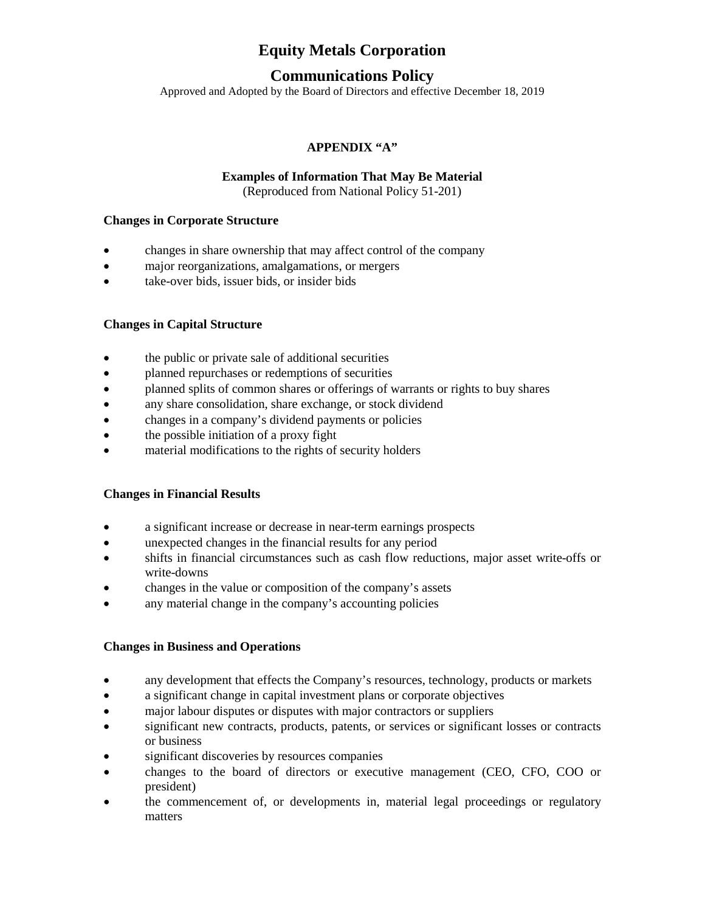# Equity Metals Corporation

## Communications Policy

Approved and Adopted by the Board of Directors and effective December 18, 2019

**APPENDIX "A"**

**Examples of Information That May Be Material**
(Reproduced from National Policy 51-201)

**Changes in Corporate Structure**

- changes in share ownership that may affect control of the company
- major reorganizations, amalgamations, or mergers
- take-over bids, issuer bids, or insider bids

**Changes in Capital Structure**

- the public or private sale of additional securities
- planned repurchases or redemptions of securities
- planned splits of common shares or offerings of warrants or rights to buy shares
- any share consolidation, share exchange, or stock dividend
- changes in a company's dividend payments or policies
- the possible initiation of a proxy fight
- material modifications to the rights of security holders

**Changes in Financial Results**

- a significant increase or decrease in near-term earnings prospects
- unexpected changes in the financial results for any period
- shifts in financial circumstances such as cash flow reductions, major asset write-offs or write-downs
- changes in the value or composition of the company's assets
- any material change in the company's accounting policies

**Changes in Business and Operations**

- any development that effects the Company's resources, technology, products or markets
- a significant change in capital investment plans or corporate objectives
- major labour disputes or disputes with major contractors or suppliers
- significant new contracts, products, patents, or services or significant losses or contracts or business
- significant discoveries by resources companies
- changes to the board of directors or executive management (CEO, CFO, COO or president)
- the commencement of, or developments in, material legal proceedings or regulatory matters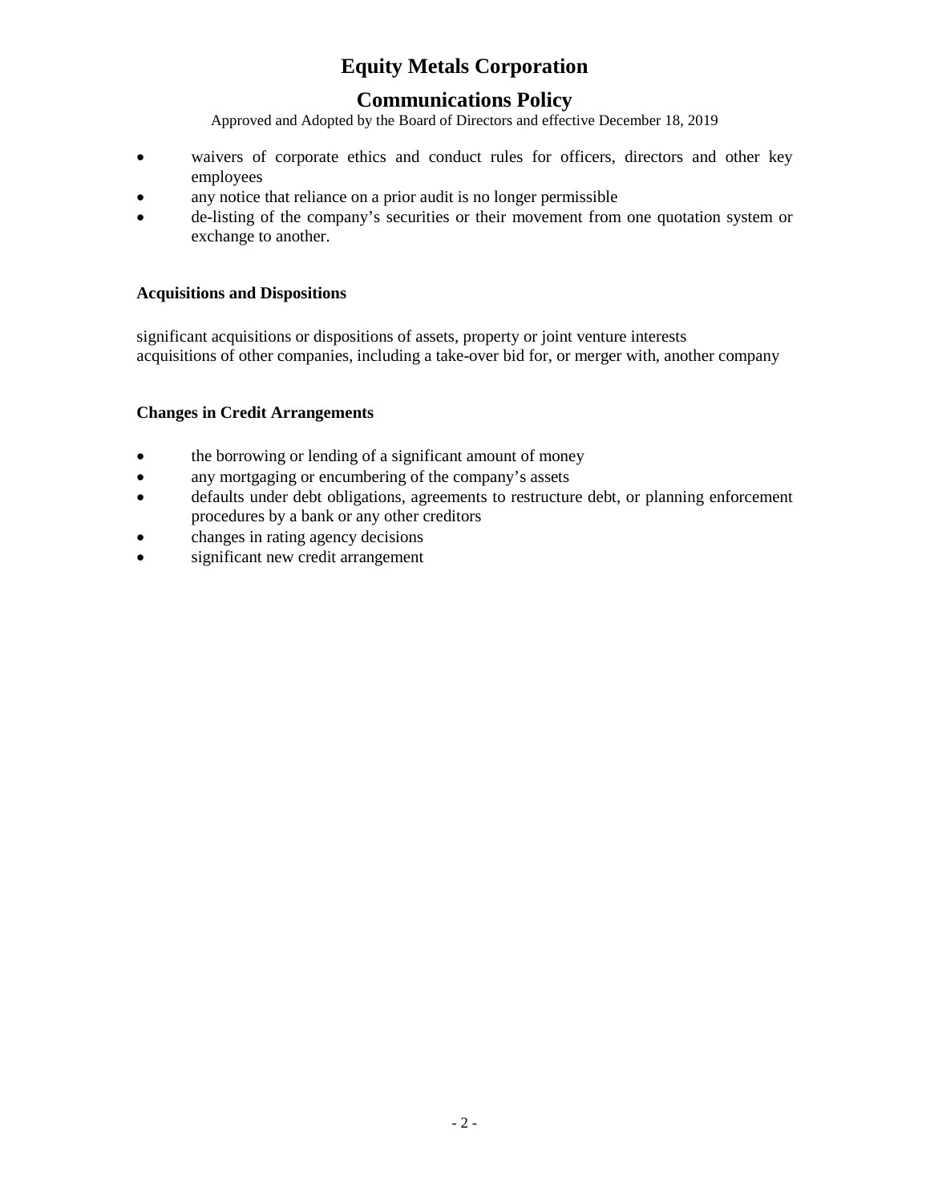- waivers of corporate ethics and conduct rules for officers, directors and other key employees
- any notice that reliance on a prior audit is no longer permissible
- de-listing of the company's securities or their movement from one quotation system or exchange to another.

**Acquisitions and Dispositions**

significant acquisitions or dispositions of assets, property or joint venture interests
acquisitions of other companies, including a take-over bid for, or merger with, another company

**Changes in Credit Arrangements**

- the borrowing or lending of a significant amount of money
- any mortgaging or encumbering of the company's assets
- defaults under debt obligations, agreements to restructure debt, or planning enforcement procedures by a bank or any other creditors
- changes in rating agency decisions
- significant new credit arrangement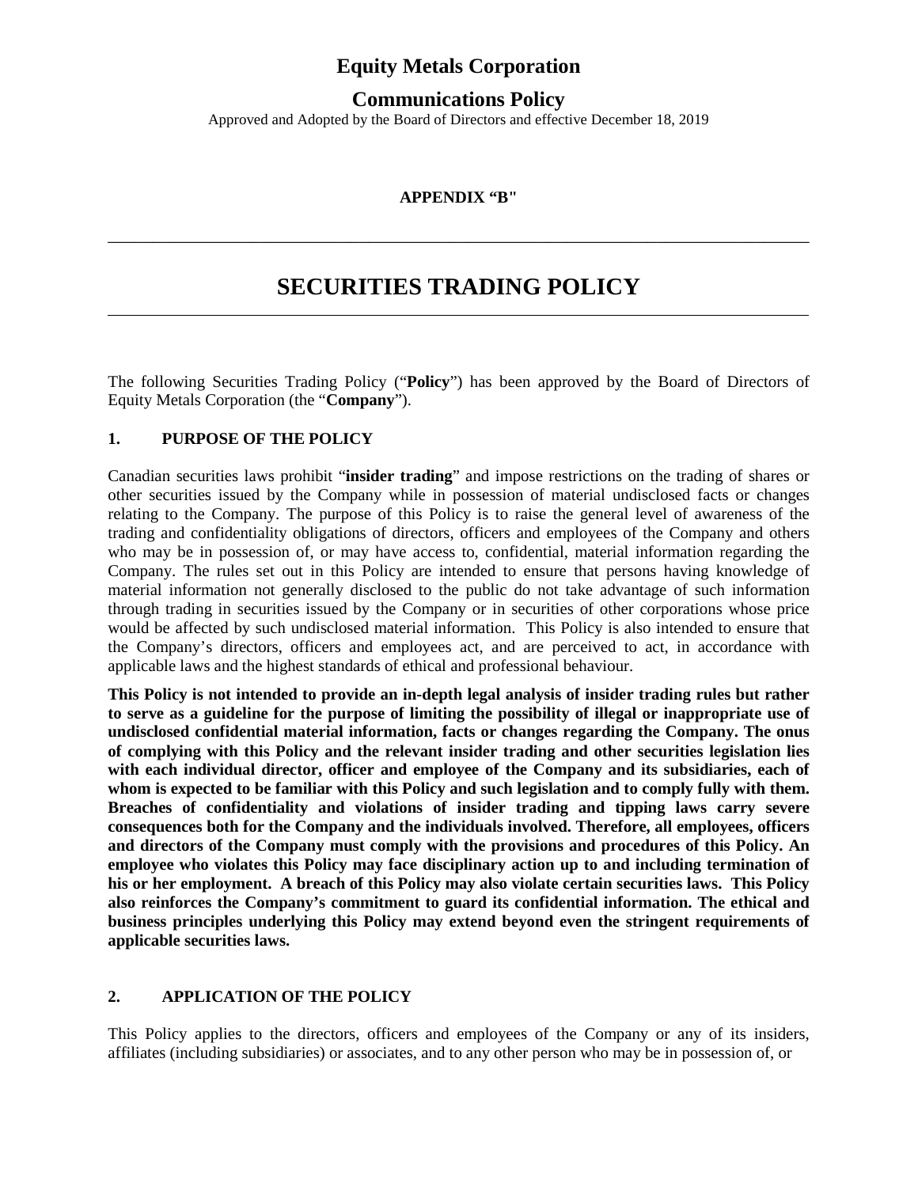# Equity Metals Corporation

## Communications Policy

Approved and Adopted by the Board of Directors and effective December 18, 2019

**APPENDIX "B"**

---

# SECURITIES TRADING POLICY

---

The following Securities Trading Policy ("**Policy**") has been approved by the Board of Directors of Equity Metals Corporation (the "**Company**").

### 1. PURPOSE OF THE POLICY

Canadian securities laws prohibit "**insider trading**" and impose restrictions on the trading of shares or other securities issued by the Company while in possession of material undisclosed facts or changes relating to the Company. The purpose of this Policy is to raise the general level of awareness of the trading and confidentiality obligations of directors, officers and employees of the Company and others who may be in possession of, or may have access to, confidential, material information regarding the Company. The rules set out in this Policy are intended to ensure that persons having knowledge of material information not generally disclosed to the public do not take advantage of such information through trading in securities issued by the Company or in securities of other corporations whose price would be affected by such undisclosed material information. This Policy is also intended to ensure that the Company's directors, officers and employees act, and are perceived to act, in accordance with applicable laws and the highest standards of ethical and professional behaviour.

**This Policy is not intended to provide an in-depth legal analysis of insider trading rules but rather to serve as a guideline for the purpose of limiting the possibility of illegal or inappropriate use of undisclosed confidential material information, facts or changes regarding the Company. The onus of complying with this Policy and the relevant insider trading and other securities legislation lies with each individual director, officer and employee of the Company and its subsidiaries, each of whom is expected to be familiar with this Policy and such legislation and to comply fully with them. Breaches of confidentiality and violations of insider trading and tipping laws carry severe consequences both for the Company and the individuals involved. Therefore, all employees, officers and directors of the Company must comply with the provisions and procedures of this Policy. An employee who violates this Policy may face disciplinary action up to and including termination of his or her employment. A breach of this Policy may also violate certain securities laws. This Policy also reinforces the Company's commitment to guard its confidential information. The ethical and business principles underlying this Policy may extend beyond even the stringent requirements of applicable securities laws.**

### 2. APPLICATION OF THE POLICY

This Policy applies to the directors, officers and employees of the Company or any of its insiders, affiliates (including subsidiaries) or associates, and to any other person who may be in possession of, or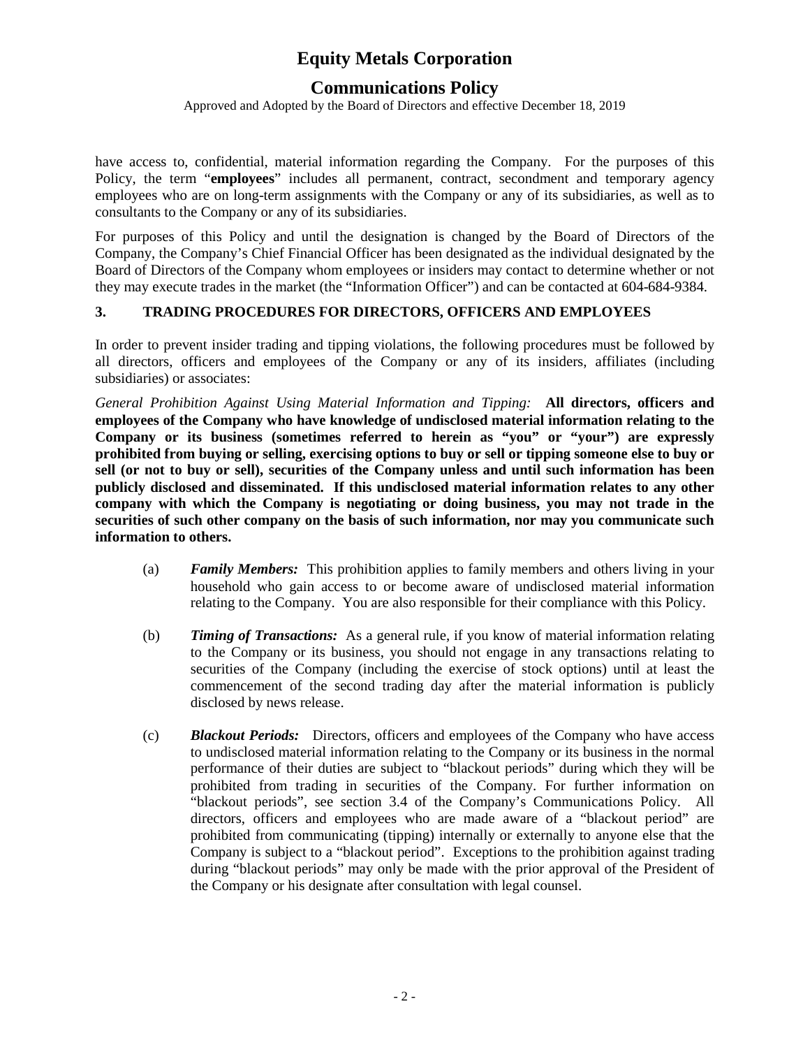have access to, confidential, material information regarding the Company. For the purposes of this Policy, the term "**employees**" includes all permanent, contract, secondment and temporary agency employees who are on long-term assignments with the Company or any of its subsidiaries, as well as to consultants to the Company or any of its subsidiaries.

For purposes of this Policy and until the designation is changed by the Board of Directors of the Company, the Company's Chief Financial Officer has been designated as the individual designated by the Board of Directors of the Company whom employees or insiders may contact to determine whether or not they may execute trades in the market (the "Information Officer") and can be contacted at 604-684-9384.

## 3. TRADING PROCEDURES FOR DIRECTORS, OFFICERS AND EMPLOYEES

In order to prevent insider trading and tipping violations, the following procedures must be followed by all directors, officers and employees of the Company or any of its insiders, affiliates (including subsidiaries) or associates:

*General Prohibition Against Using Material Information and Tipping:* **All directors, officers and employees of the Company who have knowledge of undisclosed material information relating to the Company or its business (sometimes referred to herein as "you" or "your") are expressly prohibited from buying or selling, exercising options to buy or sell or tipping someone else to buy or sell (or not to buy or sell), securities of the Company unless and until such information has been publicly disclosed and disseminated. If this undisclosed material information relates to any other company with which the Company is negotiating or doing business, you may not trade in the securities of such other company on the basis of such information, nor may you communicate such information to others.**

(a) ***Family Members:*** This prohibition applies to family members and others living in your household who gain access to or become aware of undisclosed material information relating to the Company. You are also responsible for their compliance with this Policy.

(b) ***Timing of Transactions:*** As a general rule, if you know of material information relating to the Company or its business, you should not engage in any transactions relating to securities of the Company (including the exercise of stock options) until at least the commencement of the second trading day after the material information is publicly disclosed by news release.

(c) ***Blackout Periods:*** Directors, officers and employees of the Company who have access to undisclosed material information relating to the Company or its business in the normal performance of their duties are subject to "blackout periods" during which they will be prohibited from trading in securities of the Company. For further information on "blackout periods", see section 3.4 of the Company's Communications Policy. All directors, officers and employees who are made aware of a "blackout period" are prohibited from communicating (tipping) internally or externally to anyone else that the Company is subject to a "blackout period". Exceptions to the prohibition against trading during "blackout periods" may only be made with the prior approval of the President of the Company or his designate after consultation with legal counsel.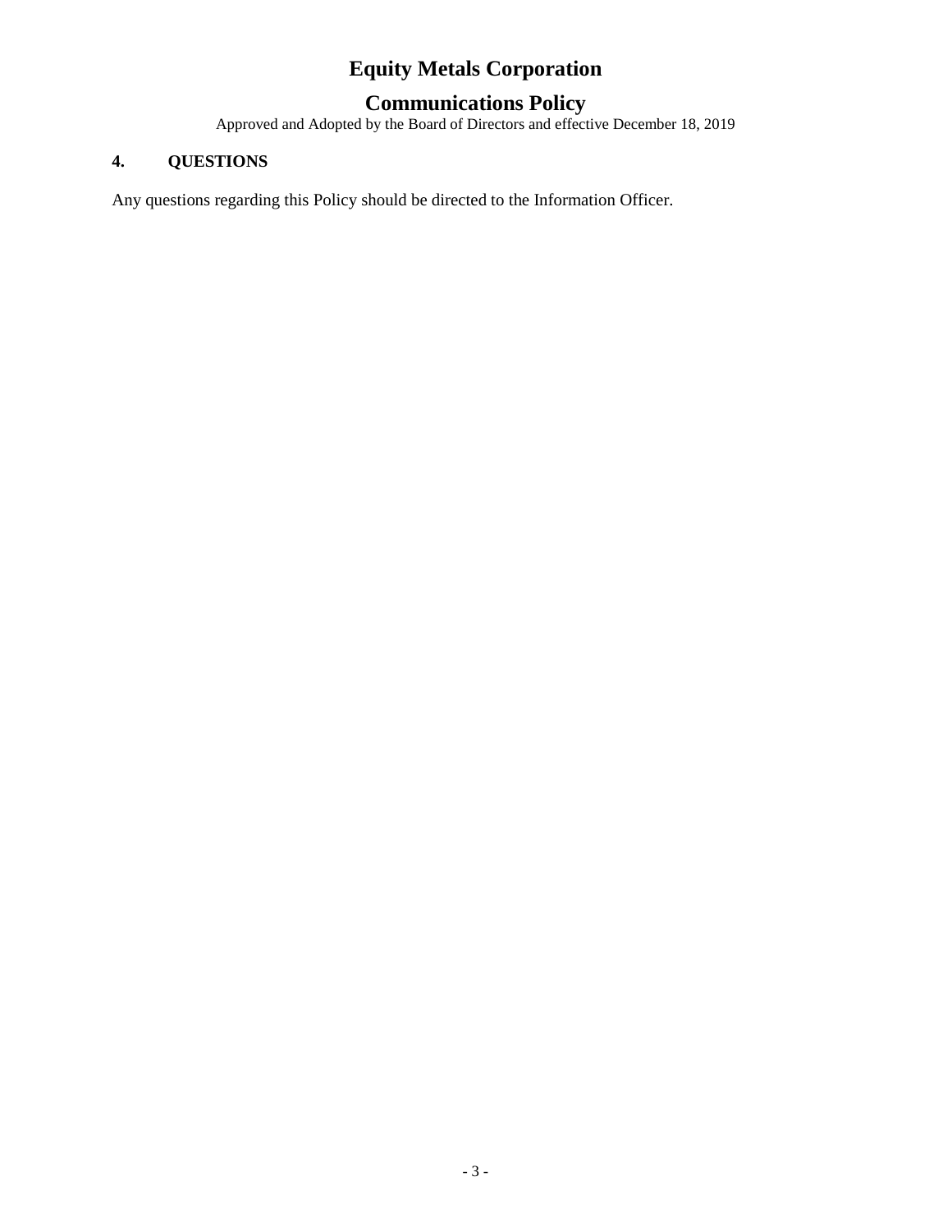# Equity Metals Corporation

## Communications Policy

Approved and Adopted by the Board of Directors and effective December 18, 2019

### 4. QUESTIONS

Any questions regarding this Policy should be directed to the Information Officer.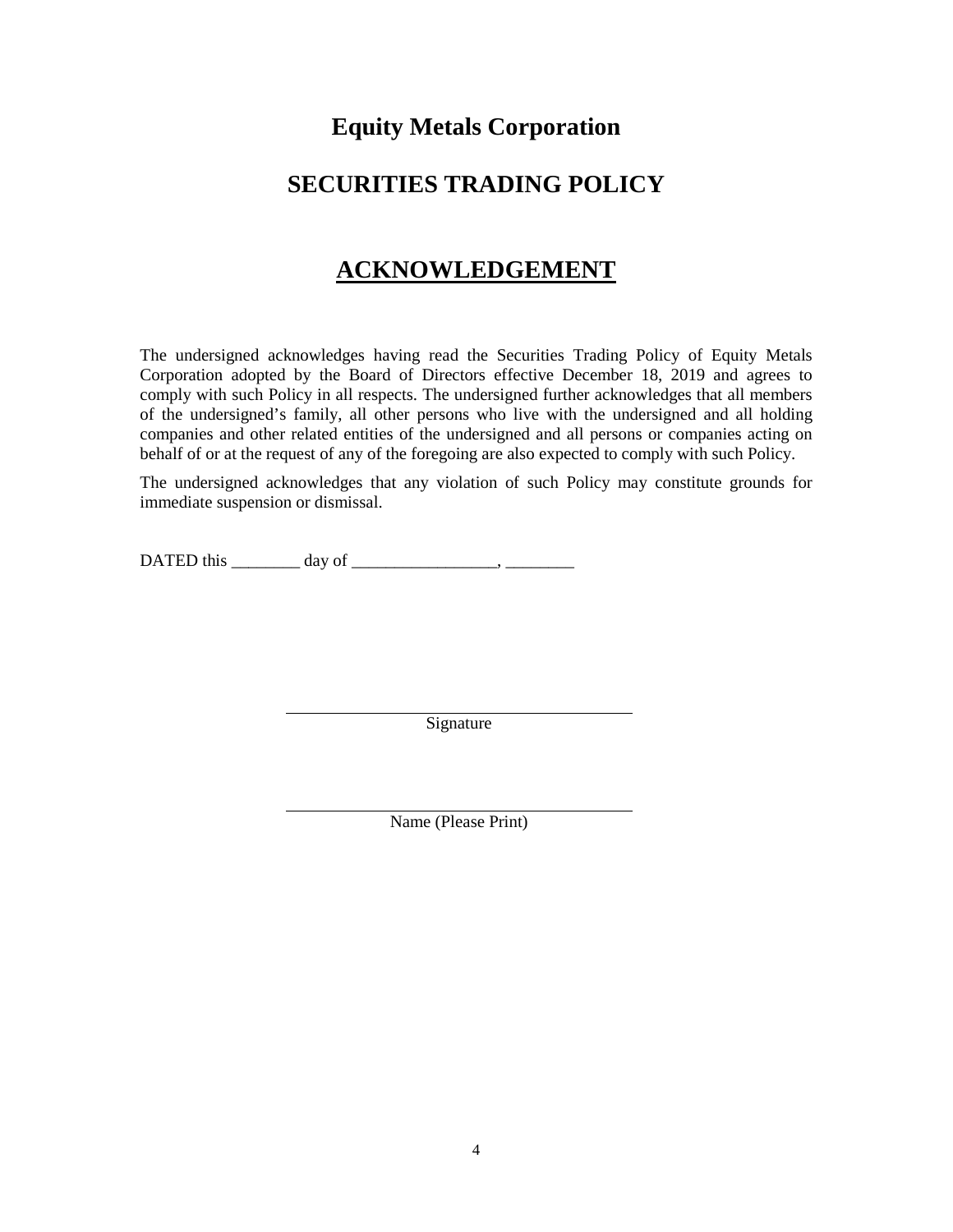# Equity Metals Corporation

## SECURITIES TRADING POLICY

## ACKNOWLEDGEMENT

The undersigned acknowledges having read the Securities Trading Policy of Equity Metals Corporation adopted by the Board of Directors effective December 18, 2019 and agrees to comply with such Policy in all respects. The undersigned further acknowledges that all members of the undersigned's family, all other persons who live with the undersigned and all holding companies and other related entities of the undersigned and all persons or companies acting on behalf of or at the request of any of the foregoing are also expected to comply with such Policy.

The undersigned acknowledges that any violation of such Policy may constitute grounds for immediate suspension or dismissal.

DATED this ________ day of _________________, ________

_________________________________________
Signature

_________________________________________
Name (Please Print)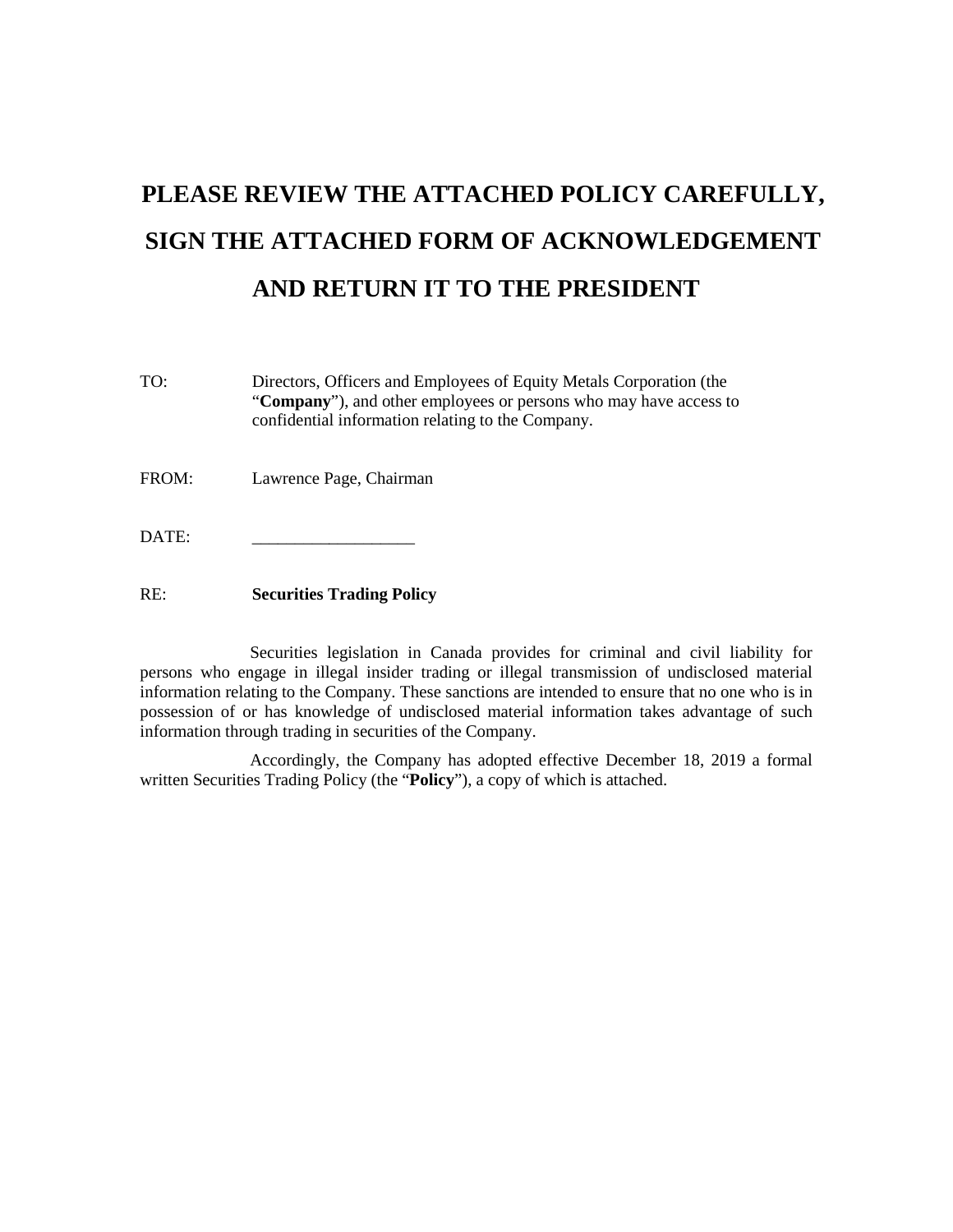# PLEASE REVIEW THE ATTACHED POLICY CAREFULLY, SIGN THE ATTACHED FORM OF ACKNOWLEDGEMENT AND RETURN IT TO THE PRESIDENT

| | |
|---|---|
| TO: | Directors, Officers and Employees of Equity Metals Corporation (the "**Company**"), and other employees or persons who may have access to confidential information relating to the Company. |
| FROM: | Lawrence Page, Chairman |
| DATE: | ___________________ |
| RE: | **Securities Trading Policy** |

Securities legislation in Canada provides for criminal and civil liability for persons who engage in illegal insider trading or illegal transmission of undisclosed material information relating to the Company. These sanctions are intended to ensure that no one who is in possession of or has knowledge of undisclosed material information takes advantage of such information through trading in securities of the Company.

Accordingly, the Company has adopted effective December 18, 2019 a formal written Securities Trading Policy (the "**Policy**"), a copy of which is attached.